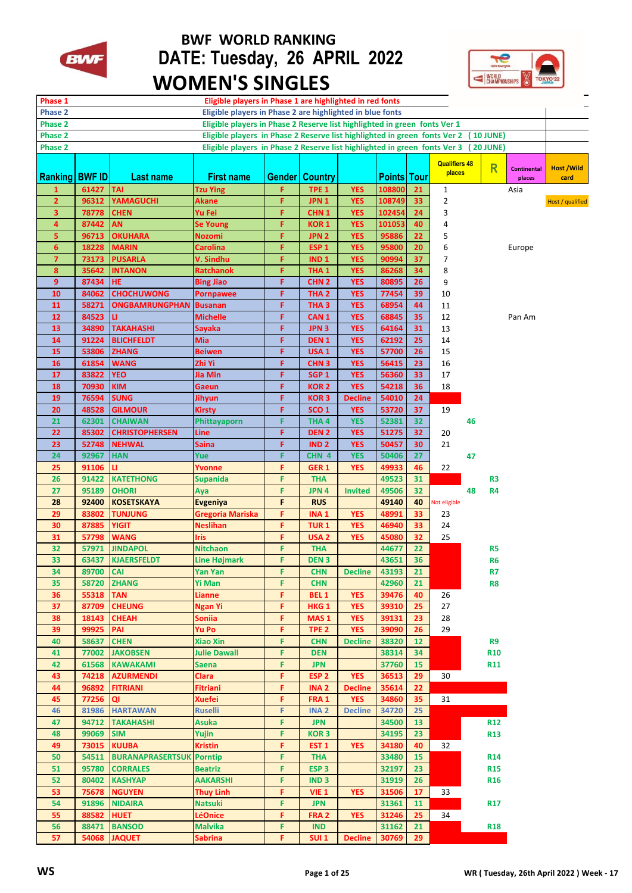# BWF WORLD RANKING

## DATE: Tuesday, 26 APRIL 2022

## WOMEN'S SINGLES

| | |
|---|---|
| Phase 1 | Eligible players in Phase 1 are highlighted in red fonts |
| Phase 2 | Eligible players in Phase 2 are highlighted in blue fonts |
| Phase 2 | Eligible players in Phase 2 Reserve list highlighted in green fonts Ver 1 |
| Phase 2 | Eligible players in Phase 2 Reserve list highlighted in green fonts Ver 2 (10 JUNE) |
| Phase 2 | Eligible players in Phase 2 Reserve list highlighted in green fonts Ver 3 (20 JUNE) |

| Ranking | BWF ID | Last name | First name | Gender | Country | | Points | Tour | Qualifiers 48 places | | R | Continental places | Host /Wild card |
|---|---|---|---|---|---|---|---|---|---|---|---|---|---|
| 1 | 61427 | TAI | Tzu Ying | F | TPE 1 | YES | 108800 | 21 | 1 | | | Asia | |
| 2 | 96312 | YAMAGUCHI | Akane | F | JPN 1 | YES | 108749 | 33 | 2 | | | | Host / qualified |
| 3 | 78778 | CHEN | Yu Fei | F | CHN 1 | YES | 102454 | 24 | 3 | | | | |
| 4 | 87442 | AN | Se Young | F | KOR 1 | YES | 101053 | 40 | 4 | | | | |
| 5 | 96713 | OKUHARA | Nozomi | F | JPN 2 | YES | 95886 | 22 | 5 | | | | |
| 6 | 18228 | MARIN | Carolina | F | ESP 1 | YES | 95800 | 20 | 6 | | | Europe | |
| 7 | 73173 | PUSARLA | V. Sindhu | F | IND 1 | YES | 90994 | 37 | 7 | | | | |
| 8 | 35642 | INTANON | Ratchanok | F | THA 1 | YES | 86268 | 34 | 8 | | | | |
| 9 | 87434 | HE | Bing Jiao | F | CHN 2 | YES | 80895 | 26 | 9 | | | | |
| 10 | 84062 | CHOCHUWONG | Pornpawee | F | THA 2 | YES | 77454 | 39 | 10 | | | | |
| 11 | 58271 | ONGBAMRUNGPHAN | Busanan | F | THA 3 | YES | 68954 | 44 | 11 | | | | |
| 12 | 84523 | LI | Michelle | F | CAN 1 | YES | 68845 | 35 | 12 | | | Pan Am | |
| 13 | 34890 | TAKAHASHI | Sayaka | F | JPN 3 | YES | 64164 | 31 | 13 | | | | |
| 14 | 91224 | BLICHFELDT | Mia | F | DEN 1 | YES | 62192 | 25 | 14 | | | | |
| 15 | 53806 | ZHANG | Beiwen | F | USA 1 | YES | 57700 | 26 | 15 | | | | |
| 16 | 61854 | WANG | Zhi Yi | F | CHN 3 | YES | 56415 | 23 | 16 | | | | |
| 17 | 83822 | YEO | Jia Min | F | SGP 1 | YES | 56360 | 33 | 17 | | | | |
| 18 | 70930 | KIM | Gaeun | F | KOR 2 | YES | 54218 | 36 | 18 | | | | |
| 19 | 76594 | SUNG | Jihyun | F | KOR 3 | Decline | 54010 | 24 | | | | | |
| 20 | 48528 | GILMOUR | Kirsty | F | SCO 1 | YES | 53720 | 37 | 19 | | | | |
| 21 | 62301 | CHAIWAN | Phittayaporn | F | THA 4 | YES | 52381 | 32 | | 46 | | | |
| 22 | 85302 | CHRISTOPHERSEN | Line | F | DEN 2 | YES | 51275 | 32 | 20 | | | | |
| 23 | 52748 | NEHWAL | Saina | F | IND 2 | YES | 50457 | 30 | 21 | | | | |
| 24 | 92967 | HAN | Yue | F | CHN 4 | YES | 50406 | 27 | | 47 | | | |
| 25 | 91106 | LI | Yvonne | F | GER 1 | YES | 49933 | 46 | 22 | | | | |
| 26 | 91422 | KATETHONG | Supanida | F | THA | | 49523 | 31 | | | R3 | | |
| 27 | 95189 | OHORI | Aya | F | JPN 4 | Invited | 49506 | 32 | | 48 | R4 | | |
| 28 | 92400 | KOSETSKAYA | Evgeniya | F | RUS | | 49140 | 40 | Not eligible | | | | |
| 29 | 83802 | TUNJUNG | Gregoria Mariska | F | INA 1 | YES | 48991 | 33 | 23 | | | | |
| 30 | 87885 | YIGIT | Neslihan | F | TUR 1 | YES | 46940 | 33 | 24 | | | | |
| 31 | 57798 | WANG | Iris | F | USA 2 | YES | 45080 | 32 | 25 | | | | |
| 32 | 57971 | JINDAPOL | Nitchaon | F | THA | | 44677 | 22 | | | R5 | | |
| 33 | 63437 | KJAERSFELDT | Line Højmark | F | DEN 3 | | 43651 | 36 | | | R6 | | |
| 34 | 89700 | CAI | Yan Yan | F | CHN | Decline | 43193 | 21 | | | R7 | | |
| 35 | 58720 | ZHANG | Yi Man | F | CHN | | 42960 | 21 | | | R8 | | |
| 36 | 55318 | TAN | Lianne | F | BEL 1 | YES | 39476 | 40 | 26 | | | | |
| 37 | 87709 | CHEUNG | Ngan Yi | F | HKG 1 | YES | 39310 | 25 | 27 | | | | |
| 38 | 18143 | CHEAH | Soniia | F | MAS 1 | YES | 39131 | 23 | 28 | | | | |
| 39 | 99925 | PAI | Yu Po | F | TPE 2 | YES | 39090 | 26 | 29 | | | | |
| 40 | 58637 | CHEN | Xiao Xin | F | CHN | Decline | 38320 | 12 | | | R9 | | |
| 41 | 77002 | JAKOBSEN | Julie Dawall | F | DEN | | 38314 | 34 | | | R10 | | |
| 42 | 61568 | KAWAKAMI | Saena | F | JPN | | 37760 | 15 | | | R11 | | |
| 43 | 74218 | AZURMENDI | Clara | F | ESP 2 | YES | 36513 | 29 | 30 | | | | |
| 44 | 96892 | FITRIANI | Fitriani | F | INA 2 | Decline | 35614 | 22 | | | | | |
| 45 | 77256 | QI | Xuefei | F | FRA 1 | YES | 34860 | 35 | 31 | | | | |
| 46 | 81986 | HARTAWAN | Ruselli | F | INA 2 | Decline | 34720 | 25 | | | | | |
| 47 | 94712 | TAKAHASHI | Asuka | F | JPN | | 34500 | 13 | | | R12 | | |
| 48 | 99069 | SIM | Yujin | F | KOR 3 | | 34195 | 23 | | | R13 | | |
| 49 | 73015 | KUUBA | Kristin | F | EST 1 | YES | 34180 | 40 | 32 | | | | |
| 50 | 54511 | BURANAPRASERTSUK | Porntip | F | THA | | 33480 | 15 | | | R14 | | |
| 51 | 95780 | CORRALES | Beatriz | F | ESP 3 | | 32197 | 23 | | | R15 | | |
| 52 | 80402 | KASHYAP | AAKARSHI | F | IND 3 | | 31919 | 26 | | | R16 | | |
| 53 | 75678 | NGUYEN | Thuy Linh | F | VIE 1 | YES | 31506 | 17 | 33 | | | | |
| 54 | 91896 | NIDAIRA | Natsuki | F | JPN | | 31361 | 11 | | | R17 | | |
| 55 | 88582 | HUET | LéOnice | F | FRA 2 | YES | 31246 | 25 | 34 | | | | |
| 56 | 88471 | BANSOD | Malvika | F | IND | | 31162 | 21 | | | R18 | | |
| 57 | 54068 | JAQUET | Sabrina | F | SUI 1 | Decline | 30769 | 29 | | | | | |

WS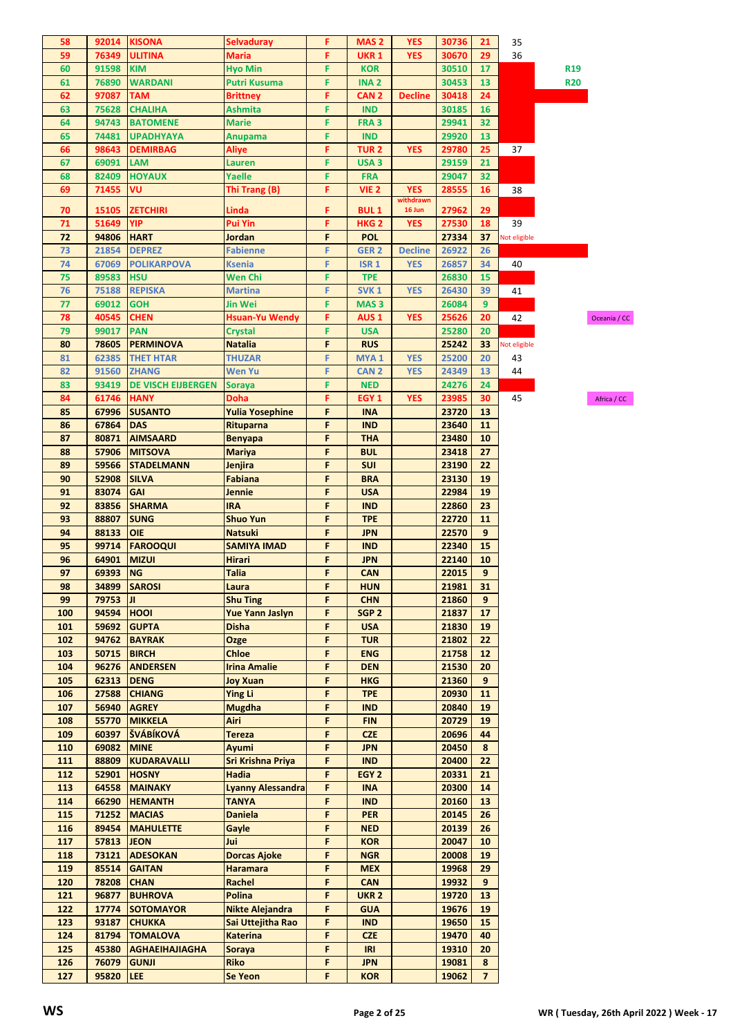| | | | | | | | | | | | |
|---|---|---|---|---|---|---|---|---|---|---|---|
| 58 | 92014 | KISONA | Selvaduray | F | MAS 2 | YES | 30736 | 21 | 35 | | |
| 59 | 76349 | ULITINA | Maria | F | UKR 1 | YES | 30670 | 29 | 36 | | |
| 60 | 91598 | KIM | Hyo Min | F | KOR | | 30510 | 17 | | R19 | |
| 61 | 76890 | WARDANI | Putri Kusuma | F | INA 2 | | 30453 | 13 | | R20 | |
| 62 | 97087 | TAM | Brittney | F | CAN 2 | Decline | 30418 | 24 | | | |
| 63 | 75628 | CHALIHA | Ashmita | F | IND | | 30185 | 16 | | | |
| 64 | 94743 | BATOMENE | Marie | F | FRA 3 | | 29941 | 32 | | | |
| 65 | 74481 | UPADHYAYA | Anupama | F | IND | | 29920 | 13 | | | |
| 66 | 98643 | DEMIRBAG | Aliye | F | TUR 2 | YES | 29780 | 25 | 37 | | |
| 67 | 69091 | LAM | Lauren | F | USA 3 | | 29159 | 21 | | | |
| 68 | 82409 | HOYAUX | Yaelle | F | FRA | | 29047 | 32 | | | |
| 69 | 71455 | VU | Thi Trang (B) | F | VIE 2 | YES | 28555 | 16 | 38 | | |
| 70 | 15105 | ZETCHIRI | Linda | F | BUL 1 | withdrawn 16 Jun | 27962 | 29 | | | |
| 71 | 51649 | YIP | Pui Yin | F | HKG 2 | YES | 27530 | 18 | 39 | | |
| 72 | 94806 | HART | Jordan | F | POL | | 27334 | 37 | Not eligible | | |
| 73 | 21854 | DEPREZ | Fabienne | F | GER 2 | Decline | 26922 | 26 | | | |
| 74 | 67069 | POLIKARPOVA | Ksenia | F | ISR 1 | YES | 26857 | 34 | 40 | | |
| 75 | 89583 | HSU | Wen Chi | F | TPE | | 26830 | 15 | | | |
| 76 | 75188 | REPISKA | Martina | F | SVK 1 | YES | 26430 | 39 | 41 | | |
| 77 | 69012 | GOH | Jin Wei | F | MAS 3 | | 26084 | 9 | | | |
| 78 | 40545 | CHEN | Hsuan-Yu Wendy | F | AUS 1 | YES | 25626 | 20 | 42 | | Oceania / CC |
| 79 | 99017 | PAN | Crystal | F | USA | | 25280 | 20 | | | |
| 80 | 78605 | PERMINOVA | Natalia | F | RUS | | 25242 | 33 | Not eligible | | |
| 81 | 62385 | THET HTAR | THUZAR | F | MYA 1 | YES | 25200 | 20 | 43 | | |
| 82 | 91560 | ZHANG | Wen Yu | F | CAN 2 | YES | 24349 | 13 | 44 | | |
| 83 | 93419 | DE VISCH EIJBERGEN | Soraya | F | NED | | 24276 | 24 | | | |
| 84 | 61746 | HANY | Doha | F | EGY 1 | YES | 23985 | 30 | 45 | | Africa / CC |
| 85 | 67996 | SUSANTO | Yulia Yosephine | F | INA | | 23720 | 13 | | | |
| 86 | 67864 | DAS | Rituparna | F | IND | | 23640 | 11 | | | |
| 87 | 80871 | AIMSAARD | Benyapa | F | THA | | 23480 | 10 | | | |
| 88 | 57906 | MITSOVA | Mariya | F | BUL | | 23418 | 27 | | | |
| 89 | 59566 | STADELMANN | Jenjira | F | SUI | | 23190 | 22 | | | |
| 90 | 52908 | SILVA | Fabiana | F | BRA | | 23130 | 19 | | | |
| 91 | 83074 | GAI | Jennie | F | USA | | 22984 | 19 | | | |
| 92 | 83856 | SHARMA | Ira | F | IND | | 22860 | 23 | | | |
| 93 | 88807 | SUNG | Shuo Yun | F | TPE | | 22720 | 11 | | | |
| 94 | 88133 | OIE | Natsuki | F | JPN | | 22570 | 9 | | | |
| 95 | 99714 | FAROOQUI | SAMIYA IMAD | F | IND | | 22340 | 15 | | | |
| 96 | 64901 | MIZUI | Hirari | F | JPN | | 22140 | 10 | | | |
| 97 | 69393 | NG | Talia | F | CAN | | 22015 | 9 | | | |
| 98 | 34899 | SAROSI | Laura | F | HUN | | 21981 | 31 | | | |
| 99 | 79753 | JI | Shu Ting | F | CHN | | 21860 | 9 | | | |
| 100 | 94594 | HOOI | Yue Yann Jaslyn | F | SGP 2 | | 21837 | 17 | | | |
| 101 | 59692 | GUPTA | Disha | F | USA | | 21830 | 19 | | | |
| 102 | 94762 | BAYRAK | Ozge | F | TUR | | 21802 | 22 | | | |
| 103 | 50715 | BIRCH | Chloe | F | ENG | | 21758 | 12 | | | |
| 104 | 96276 | ANDERSEN | Irina Amalie | F | DEN | | 21530 | 20 | | | |
| 105 | 62313 | DENG | Joy Xuan | F | HKG | | 21360 | 9 | | | |
| 106 | 27588 | CHIANG | Ying Li | F | TPE | | 20930 | 11 | | | |
| 107 | 56940 | AGREY | Mugdha | F | IND | | 20840 | 19 | | | |
| 108 | 55770 | MIKKELA | Airi | F | FIN | | 20729 | 19 | | | |
| 109 | 60397 | ŠVÁBÍKOVÁ | Tereza | F | CZE | | 20696 | 44 | | | |
| 110 | 69082 | MINE | Ayumi | F | JPN | | 20450 | 8 | | | |
| 111 | 88809 | KUDARAVALLI | Sri Krishna Priya | F | IND | | 20400 | 22 | | | |
| 112 | 52901 | HOSNY | Hadia | F | EGY 2 | | 20331 | 21 | | | |
| 113 | 64558 | MAINAKY | Lyanny Alessandra | F | INA | | 20300 | 14 | | | |
| 114 | 66290 | HEMANTH | TANYA | F | IND | | 20160 | 13 | | | |
| 115 | 71252 | MACIAS | Daniela | F | PER | | 20145 | 26 | | | |
| 116 | 89454 | MAHULETTE | Gayle | F | NED | | 20139 | 26 | | | |
| 117 | 57813 | JEON | Jui | F | KOR | | 20047 | 10 | | | |
| 118 | 73121 | ADESOKAN | Dorcas Ajoke | F | NGR | | 20008 | 19 | | | |
| 119 | 85514 | GAITAN | Haramara | F | MEX | | 19968 | 29 | | | |
| 120 | 78208 | CHAN | Rachel | F | CAN | | 19932 | 9 | | | |
| 121 | 96877 | BUHROVA | Polina | F | UKR 2 | | 19720 | 13 | | | |
| 122 | 17774 | SOTOMAYOR | Nikte Alejandra | F | GUA | | 19676 | 19 | | | |
| 123 | 93187 | CHUKKA | Sai Uttejitha Rao | F | IND | | 19650 | 15 | | | |
| 124 | 81794 | TOMALOVA | Katerina | F | CZE | | 19470 | 40 | | | |
| 125 | 45380 | AGHAEIHAJIAGHA | Soraya | F | IRI | | 19310 | 20 | | | |
| 126 | 76079 | GUNJI | Riko | F | JPN | | 19081 | 8 | | | |
| 127 | 95820 | LEE | Se Yeon | F | KOR | | 19062 | 7 | | | |

WS

WR ( Tuesday, 26th April 2022 ) Week - 17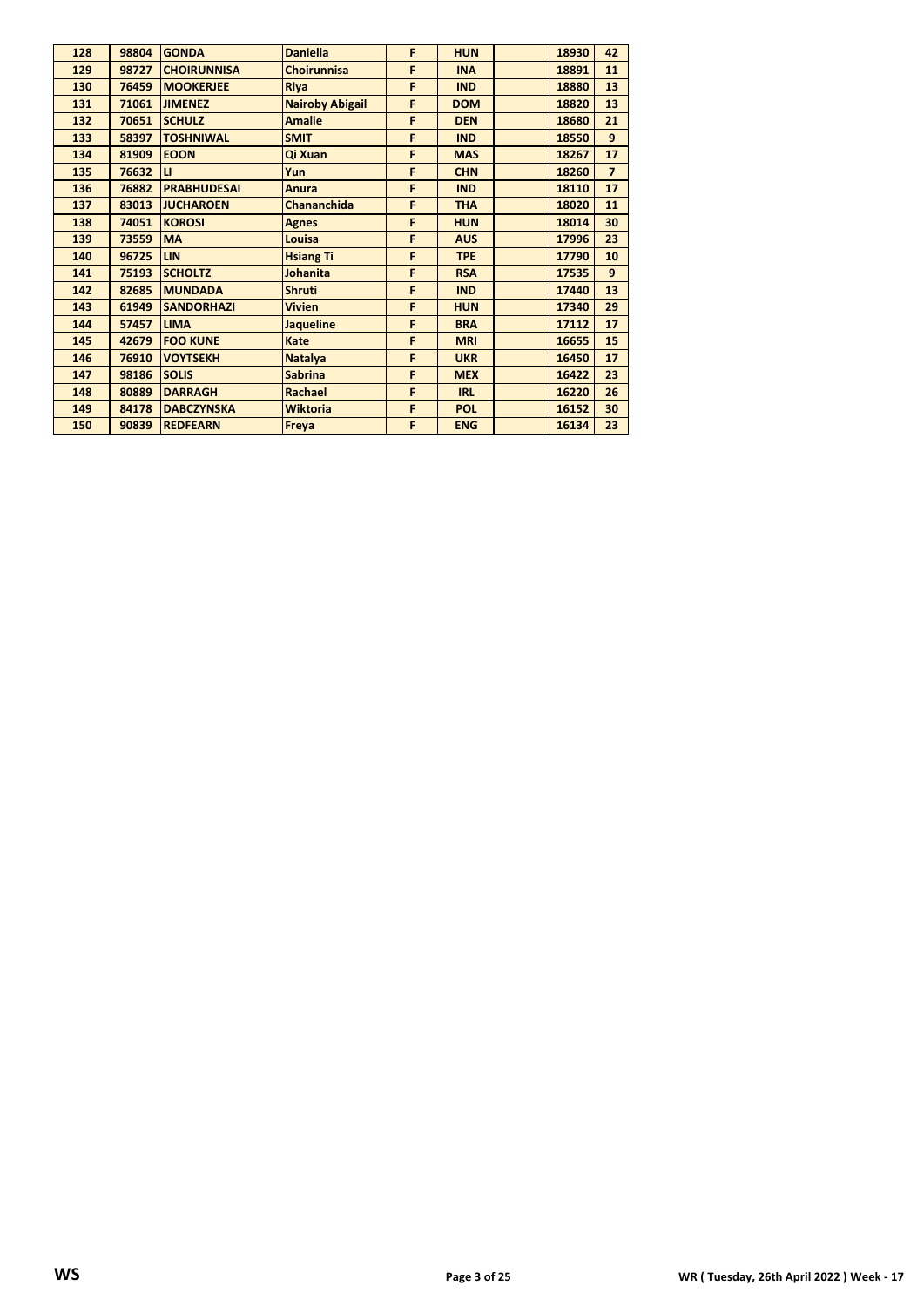| | | | | | | | | |
|---|---|---|---|---|---|---|---|---|
| 128 | 98804 | GONDA | Daniella | F | HUN | | 18930 | 42 |
| 129 | 98727 | CHOIRUNNISA | Choirunnisa | F | INA | | 18891 | 11 |
| 130 | 76459 | MOOKERJEE | Riya | F | IND | | 18880 | 13 |
| 131 | 71061 | JIMENEZ | Nairoby Abigail | F | DOM | | 18820 | 13 |
| 132 | 70651 | SCHULZ | Amalie | F | DEN | | 18680 | 21 |
| 133 | 58397 | TOSHNIWAL | SMIT | F | IND | | 18550 | 9 |
| 134 | 81909 | EOON | Qi Xuan | F | MAS | | 18267 | 17 |
| 135 | 76632 | LI | Yun | F | CHN | | 18260 | 7 |
| 136 | 76882 | PRABHUDESAI | Anura | F | IND | | 18110 | 17 |
| 137 | 83013 | JUCHAROEN | Chananchida | F | THA | | 18020 | 11 |
| 138 | 74051 | KOROSI | Agnes | F | HUN | | 18014 | 30 |
| 139 | 73559 | MA | Louisa | F | AUS | | 17996 | 23 |
| 140 | 96725 | LIN | Hsiang Ti | F | TPE | | 17790 | 10 |
| 141 | 75193 | SCHOLTZ | Johanita | F | RSA | | 17535 | 9 |
| 142 | 82685 | MUNDADA | Shruti | F | IND | | 17440 | 13 |
| 143 | 61949 | SANDORHAZI | Vivien | F | HUN | | 17340 | 29 |
| 144 | 57457 | LIMA | Jaqueline | F | BRA | | 17112 | 17 |
| 145 | 42679 | FOO KUNE | Kate | F | MRI | | 16655 | 15 |
| 146 | 76910 | VOYTSEKH | Natalya | F | UKR | | 16450 | 17 |
| 147 | 98186 | SOLIS | Sabrina | F | MEX | | 16422 | 23 |
| 148 | 80889 | DARRAGH | Rachael | F | IRL | | 16220 | 26 |
| 149 | 84178 | DABCZYNSKA | Wiktoria | F | POL | | 16152 | 30 |
| 150 | 90839 | REDFEARN | Freya | F | ENG | | 16134 | 23 |